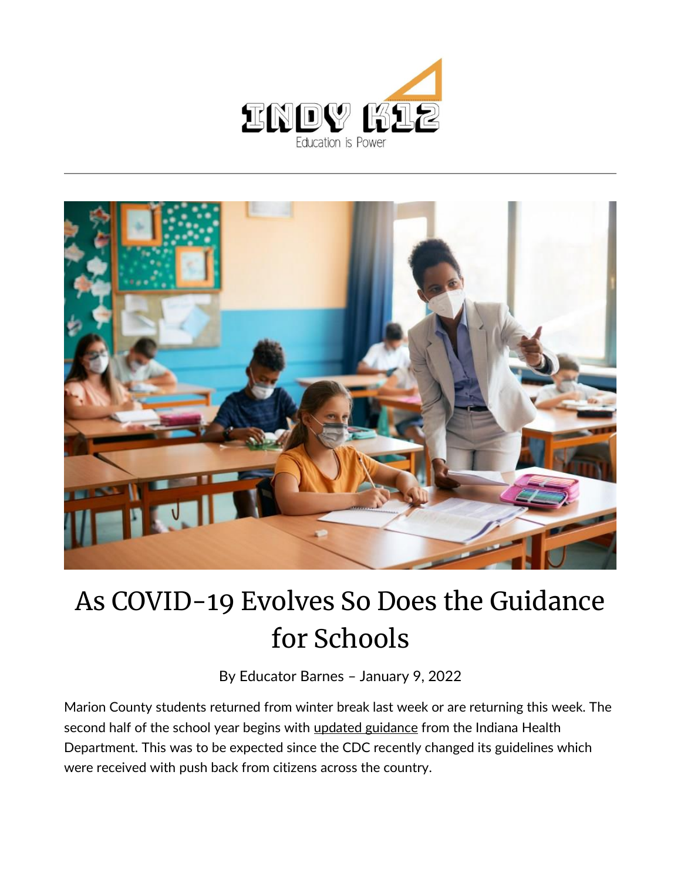INDY K12

Education is Power

# As COVID-19 Evolves So Does the Guidance for Schools

By Educator Barnes – January 9, 2022

Marion County students returned from winter break last week or are returning this week. The second half of the school year begins with updated guidance from the Indiana Health Department. This was to be expected since the CDC recently changed its guidelines which were received with push back from citizens across the country.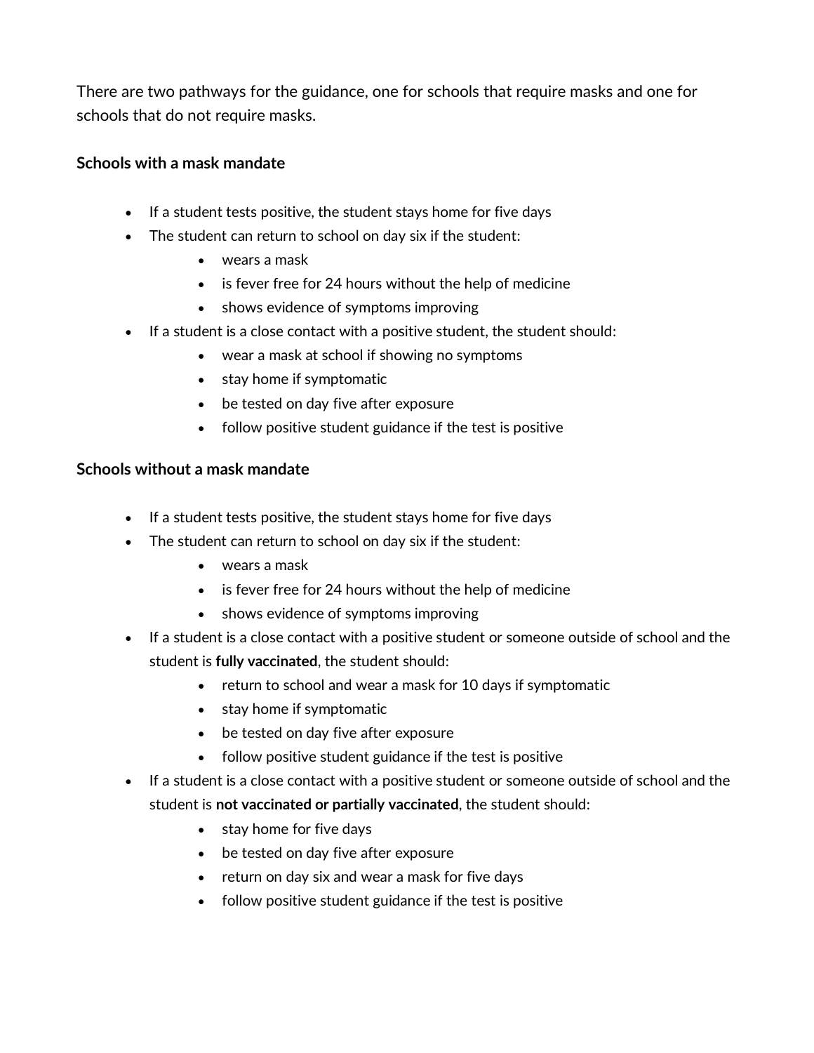There are two pathways for the guidance, one for schools that require masks and one for schools that do not require masks.

**Schools with a mask mandate**

- If a student tests positive, the student stays home for five days
- The student can return to school on day six if the student:
    - wears a mask
    - is fever free for 24 hours without the help of medicine
    - shows evidence of symptoms improving
- If a student is a close contact with a positive student, the student should:
    - wear a mask at school if showing no symptoms
    - stay home if symptomatic
    - be tested on day five after exposure
    - follow positive student guidance if the test is positive

**Schools without a mask mandate**

- If a student tests positive, the student stays home for five days
- The student can return to school on day six if the student:
    - wears a mask
    - is fever free for 24 hours without the help of medicine
    - shows evidence of symptoms improving
- If a student is a close contact with a positive student or someone outside of school and the student is **fully vaccinated**, the student should:
    - return to school and wear a mask for 10 days if symptomatic
    - stay home if symptomatic
    - be tested on day five after exposure
    - follow positive student guidance if the test is positive
- If a student is a close contact with a positive student or someone outside of school and the student is **not vaccinated or partially vaccinated**, the student should:
    - stay home for five days
    - be tested on day five after exposure
    - return on day six and wear a mask for five days
    - follow positive student guidance if the test is positive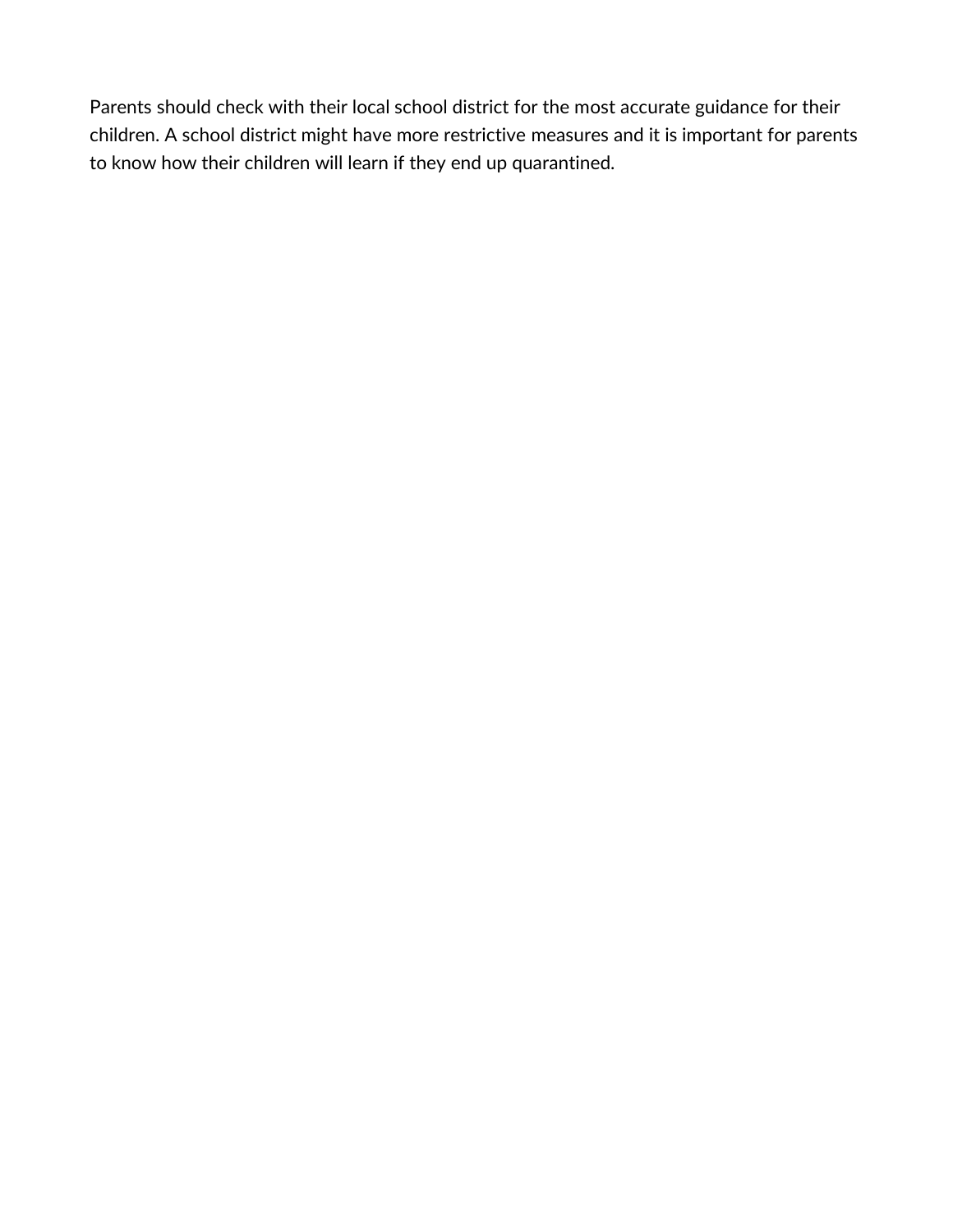Parents should check with their local school district for the most accurate guidance for their children. A school district might have more restrictive measures and it is important for parents to know how their children will learn if they end up quarantined.